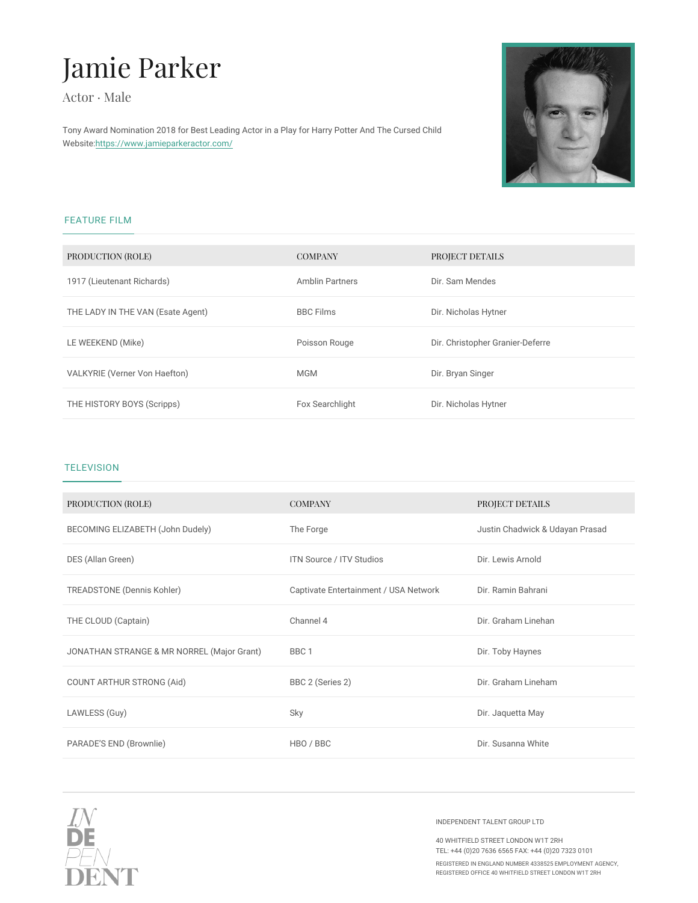# Jamie Parker

Actor · Male

Tony Award Nomination 2018 for Best Leading Actor in a Play for Harry Potter And The Cursed Child
Website:https://www.jamieparkeractor.com/

## FEATURE FILM

| PRODUCTION (ROLE) | COMPANY | PROJECT DETAILS |
| --- | --- | --- |
| 1917 (Lieutenant Richards) | Amblin Partners | Dir. Sam Mendes |
| THE LADY IN THE VAN (Esate Agent) | BBC Films | Dir. Nicholas Hytner |
| LE WEEKEND (Mike) | Poisson Rouge | Dir. Christopher Granier-Deferre |
| VALKYRIE (Verner Von Haefton) | MGM | Dir. Bryan Singer |
| THE HISTORY BOYS (Scripps) | Fox Searchlight | Dir. Nicholas Hytner |

## TELEVISION

| PRODUCTION (ROLE) | COMPANY | PROJECT DETAILS |
| --- | --- | --- |
| BECOMING ELIZABETH (John Dudely) | The Forge | Justin Chadwick & Udayan Prasad |
| DES (Allan Green) | ITN Source / ITV Studios | Dir. Lewis Arnold |
| TREADSTONE (Dennis Kohler) | Captivate Entertainment / USA Network | Dir. Ramin Bahrani |
| THE CLOUD (Captain) | Channel 4 | Dir. Graham Linehan |
| JONATHAN STRANGE & MR NORREL (Major Grant) | BBC 1 | Dir. Toby Haynes |
| COUNT ARTHUR STRONG (Aid) | BBC 2 (Series 2) | Dir. Graham Lineham |
| LAWLESS (Guy) | Sky | Dir. Jaquetta May |
| PARADE'S END (Brownlie) | HBO / BBC | Dir. Susanna White |

INDEPENDENT TALENT GROUP LTD

40 WHITFIELD STREET LONDON W1T 2RH
TEL: +44 (0)20 7636 6565 FAX: +44 (0)20 7323 0101

REGISTERED IN ENGLAND NUMBER 4338525 EMPLOYMENT AGENCY,
REGISTERED OFFICE 40 WHITFIELD STREET LONDON W1T 2RH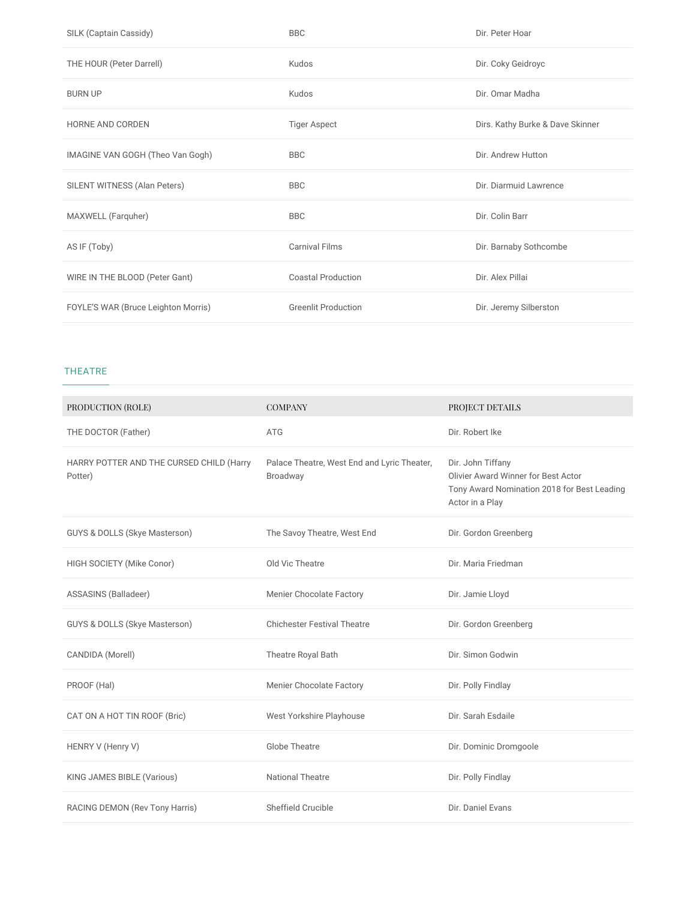| | | |
|---|---|---|
| SILK (Captain Cassidy) | BBC | Dir. Peter Hoar |
| THE HOUR (Peter Darrell) | Kudos | Dir. Coky Geidroyc |
| BURN UP | Kudos | Dir. Omar Madha |
| HORNE AND CORDEN | Tiger Aspect | Dirs. Kathy Burke & Dave Skinner |
| IMAGINE VAN GOGH (Theo Van Gogh) | BBC | Dir. Andrew Hutton |
| SILENT WITNESS (Alan Peters) | BBC | Dir. Diarmuid Lawrence |
| MAXWELL (Farquher) | BBC | Dir. Colin Barr |
| AS IF (Toby) | Carnival Films | Dir. Barnaby Sothcombe |
| WIRE IN THE BLOOD (Peter Gant) | Coastal Production | Dir. Alex Pillai |
| FOYLE'S WAR (Bruce Leighton Morris) | Greenlit Production | Dir. Jeremy Silberston |

## THEATRE

| PRODUCTION (ROLE) | COMPANY | PROJECT DETAILS |
|---|---|---|
| THE DOCTOR (Father) | ATG | Dir. Robert Ike |
| HARRY POTTER AND THE CURSED CHILD (Harry Potter) | Palace Theatre, West End and Lyric Theater, Broadway | Dir. John Tiffany<br>Olivier Award Winner for Best Actor<br>Tony Award Nomination 2018 for Best Leading Actor in a Play |
| GUYS & DOLLS (Skye Masterson) | The Savoy Theatre, West End | Dir. Gordon Greenberg |
| HIGH SOCIETY (Mike Conor) | Old Vic Theatre | Dir. Maria Friedman |
| ASSASINS (Balladeer) | Menier Chocolate Factory | Dir. Jamie Lloyd |
| GUYS & DOLLS (Skye Masterson) | Chichester Festival Theatre | Dir. Gordon Greenberg |
| CANDIDA (Morell) | Theatre Royal Bath | Dir. Simon Godwin |
| PROOF (Hal) | Menier Chocolate Factory | Dir. Polly Findlay |
| CAT ON A HOT TIN ROOF (Bric) | West Yorkshire Playhouse | Dir. Sarah Esdaile |
| HENRY V (Henry V) | Globe Theatre | Dir. Dominic Dromgoole |
| KING JAMES BIBLE (Various) | National Theatre | Dir. Polly Findlay |
| RACING DEMON (Rev Tony Harris) | Sheffield Crucible | Dir. Daniel Evans |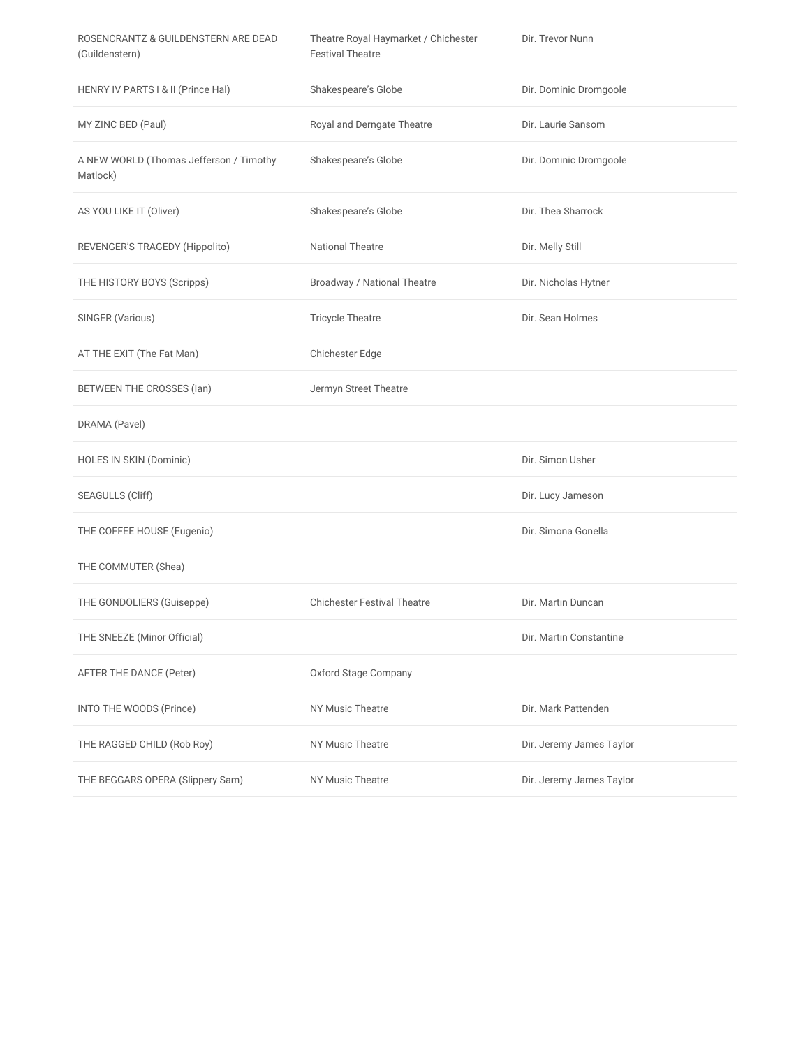| | | |
|---|---|---|
| ROSENCRANTZ & GUILDENSTERN ARE DEAD (Guildenstern) | Theatre Royal Haymarket / Chichester Festival Theatre | Dir. Trevor Nunn |
| HENRY IV PARTS I & II (Prince Hal) | Shakespeare's Globe | Dir. Dominic Dromgoole |
| MY ZINC BED (Paul) | Royal and Derngate Theatre | Dir. Laurie Sansom |
| A NEW WORLD (Thomas Jefferson / Timothy Matlock) | Shakespeare's Globe | Dir. Dominic Dromgoole |
| AS YOU LIKE IT (Oliver) | Shakespeare's Globe | Dir. Thea Sharrock |
| REVENGER'S TRAGEDY (Hippolito) | National Theatre | Dir. Melly Still |
| THE HISTORY BOYS (Scripps) | Broadway / National Theatre | Dir. Nicholas Hytner |
| SINGER (Various) | Tricycle Theatre | Dir. Sean Holmes |
| AT THE EXIT (The Fat Man) | Chichester Edge | |
| BETWEEN THE CROSSES (Ian) | Jermyn Street Theatre | |
| DRAMA (Pavel) | | |
| HOLES IN SKIN (Dominic) | | Dir. Simon Usher |
| SEAGULLS (Cliff) | | Dir. Lucy Jameson |
| THE COFFEE HOUSE (Eugenio) | | Dir. Simona Gonella |
| THE COMMUTER (Shea) | | |
| THE GONDOLIERS (Guiseppe) | Chichester Festival Theatre | Dir. Martin Duncan |
| THE SNEEZE (Minor Official) | | Dir. Martin Constantine |
| AFTER THE DANCE (Peter) | Oxford Stage Company | |
| INTO THE WOODS (Prince) | NY Music Theatre | Dir. Mark Pattenden |
| THE RAGGED CHILD (Rob Roy) | NY Music Theatre | Dir. Jeremy James Taylor |
| THE BEGGARS OPERA (Slippery Sam) | NY Music Theatre | Dir. Jeremy James Taylor |